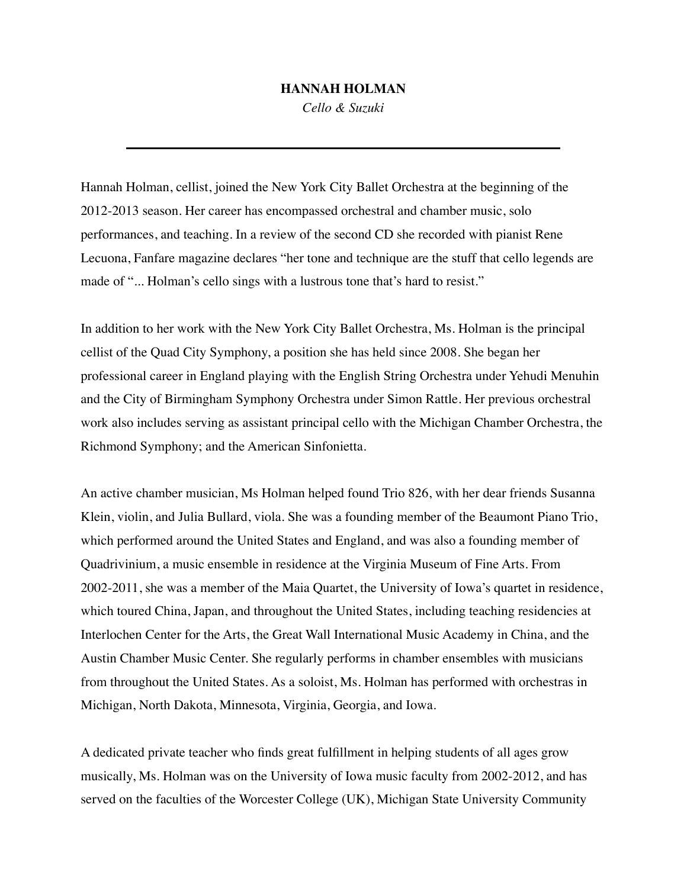# HANNAH HOLMAN

*Cello & Suzuki*

---

Hannah Holman, cellist, joined the New York City Ballet Orchestra at the beginning of the 2012-2013 season. Her career has encompassed orchestral and chamber music, solo performances, and teaching. In a review of the second CD she recorded with pianist Rene Lecuona, Fanfare magazine declares "her tone and technique are the stuff that cello legends are made of "... Holman's cello sings with a lustrous tone that's hard to resist."

In addition to her work with the New York City Ballet Orchestra, Ms. Holman is the principal cellist of the Quad City Symphony, a position she has held since 2008. She began her professional career in England playing with the English String Orchestra under Yehudi Menuhin and the City of Birmingham Symphony Orchestra under Simon Rattle. Her previous orchestral work also includes serving as assistant principal cello with the Michigan Chamber Orchestra, the Richmond Symphony; and the American Sinfonietta.

An active chamber musician, Ms Holman helped found Trio 826, with her dear friends Susanna Klein, violin, and Julia Bullard, viola. She was a founding member of the Beaumont Piano Trio, which performed around the United States and England, and was also a founding member of Quadrivinium, a music ensemble in residence at the Virginia Museum of Fine Arts. From 2002-2011, she was a member of the Maia Quartet, the University of Iowa's quartet in residence, which toured China, Japan, and throughout the United States, including teaching residencies at Interlochen Center for the Arts, the Great Wall International Music Academy in China, and the Austin Chamber Music Center. She regularly performs in chamber ensembles with musicians from throughout the United States. As a soloist, Ms. Holman has performed with orchestras in Michigan, North Dakota, Minnesota, Virginia, Georgia, and Iowa.

A dedicated private teacher who finds great fulfillment in helping students of all ages grow musically, Ms. Holman was on the University of Iowa music faculty from 2002-2012, and has served on the faculties of the Worcester College (UK), Michigan State University Community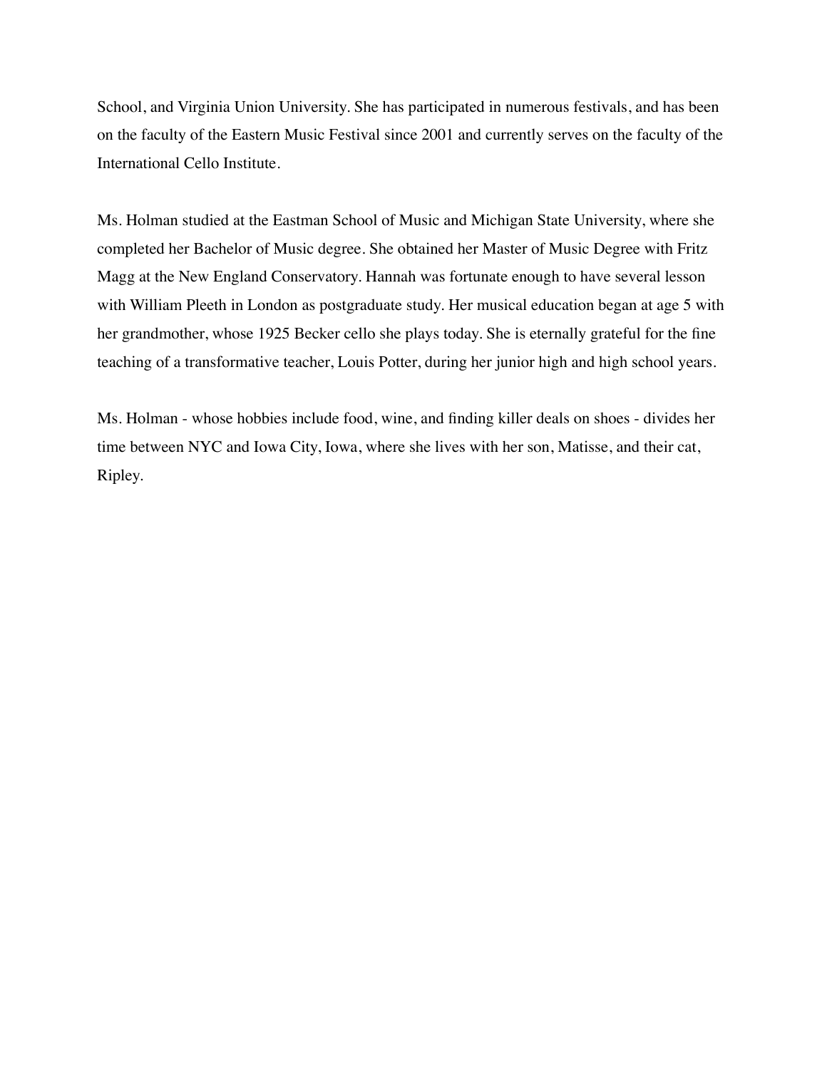School, and Virginia Union University. She has participated in numerous festivals, and has been on the faculty of the Eastern Music Festival since 2001 and currently serves on the faculty of the International Cello Institute.

Ms. Holman studied at the Eastman School of Music and Michigan State University, where she completed her Bachelor of Music degree. She obtained her Master of Music Degree with Fritz Magg at the New England Conservatory. Hannah was fortunate enough to have several lesson with William Pleeth in London as postgraduate study. Her musical education began at age 5 with her grandmother, whose 1925 Becker cello she plays today. She is eternally grateful for the fine teaching of a transformative teacher, Louis Potter, during her junior high and high school years.

Ms. Holman - whose hobbies include food, wine, and finding killer deals on shoes - divides her time between NYC and Iowa City, Iowa, where she lives with her son, Matisse, and their cat, Ripley.